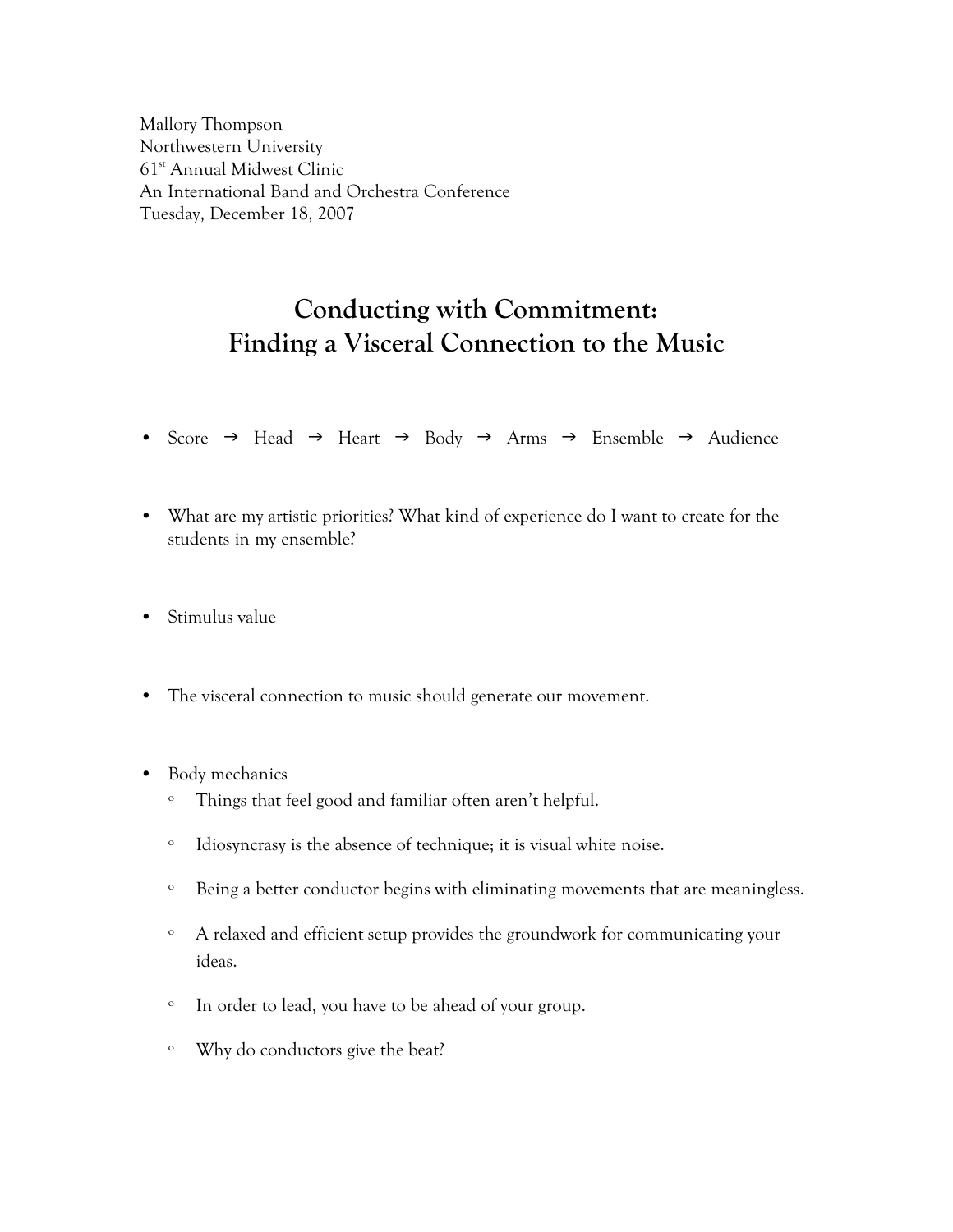Mallory Thompson
Northwestern University
61st Annual Midwest Clinic
An International Band and Orchestra Conference
Tuesday, December 18, 2007

# Conducting with Commitment: Finding a Visceral Connection to the Music

- Score → Head → Heart → Body → Arms → Ensemble → Audience

- What are my artistic priorities? What kind of experience do I want to create for the students in my ensemble?

- Stimulus value

- The visceral connection to music should generate our movement.

- Body mechanics
  - Things that feel good and familiar often aren't helpful.
  - Idiosyncrasy is the absence of technique; it is visual white noise.
  - Being a better conductor begins with eliminating movements that are meaningless.
  - A relaxed and efficient setup provides the groundwork for communicating your ideas.
  - In order to lead, you have to be ahead of your group.
  - Why do conductors give the beat?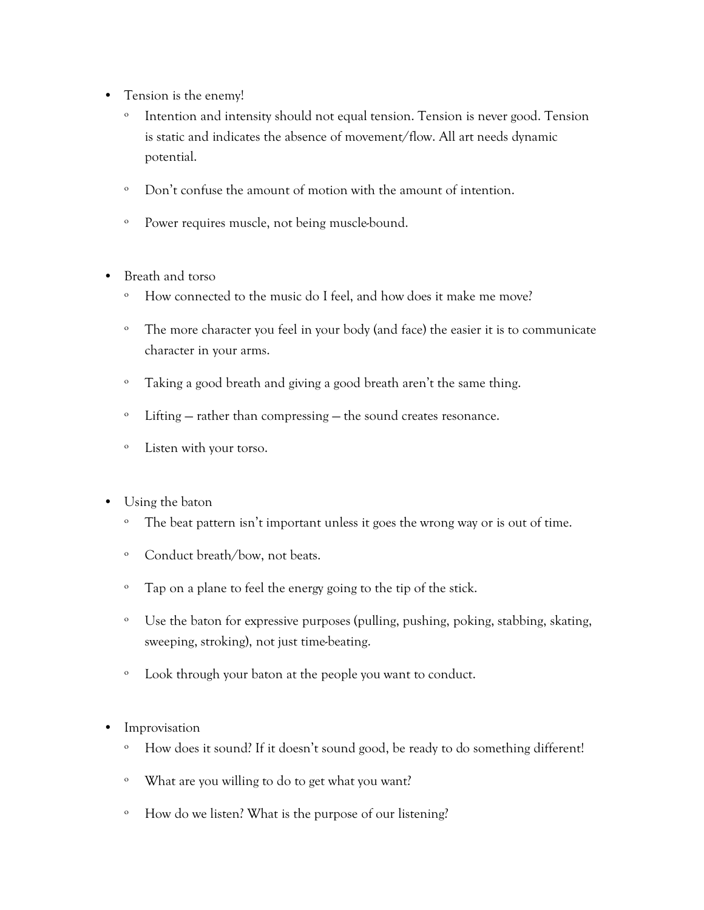- Tension is the enemy!
    - Intention and intensity should not equal tension. Tension is never good. Tension is static and indicates the absence of movement/flow. All art needs dynamic potential.
    - Don't confuse the amount of motion with the amount of intention.
    - Power requires muscle, not being muscle-bound.

- Breath and torso
    - How connected to the music do I feel, and how does it make me move?
    - The more character you feel in your body (and face) the easier it is to communicate character in your arms.
    - Taking a good breath and giving a good breath aren't the same thing.
    - Lifting — rather than compressing — the sound creates resonance.
    - Listen with your torso.

- Using the baton
    - The beat pattern isn't important unless it goes the wrong way or is out of time.
    - Conduct breath/bow, not beats.
    - Tap on a plane to feel the energy going to the tip of the stick.
    - Use the baton for expressive purposes (pulling, pushing, poking, stabbing, skating, sweeping, stroking), not just time-beating.
    - Look through your baton at the people you want to conduct.

- Improvisation
    - How does it sound? If it doesn't sound good, be ready to do something different!
    - What are you willing to do to get what you want?
    - How do we listen? What is the purpose of our listening?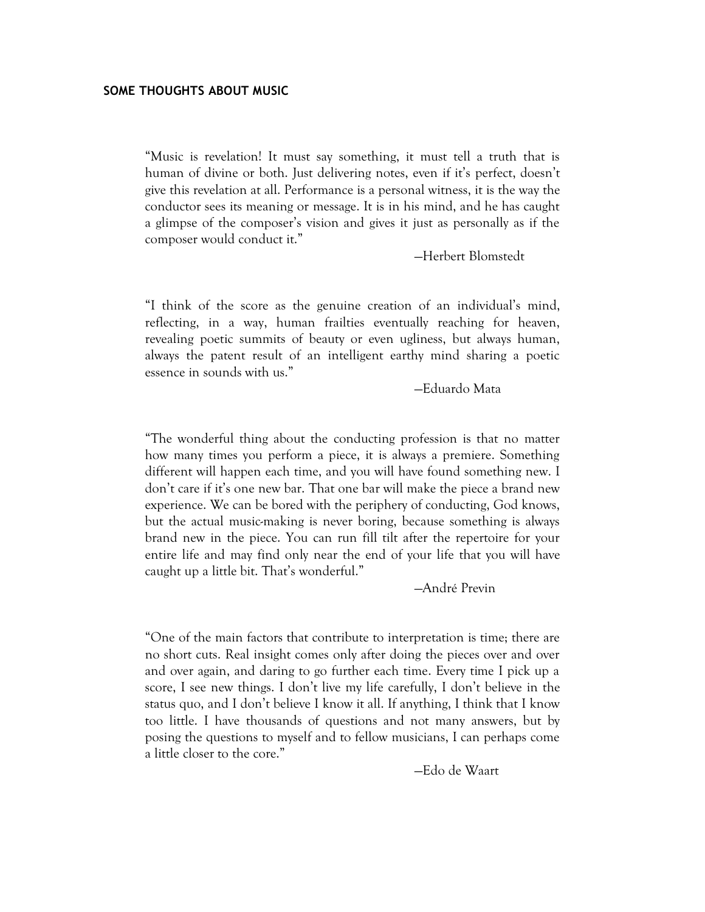**SOME THOUGHTS ABOUT MUSIC**

"Music is revelation! It must say something, it must tell a truth that is human of divine or both. Just delivering notes, even if it's perfect, doesn't give this revelation at all. Performance is a personal witness, it is the way the conductor sees its meaning or message. It is in his mind, and he has caught a glimpse of the composer's vision and gives it just as personally as if the composer would conduct it."

—Herbert Blomstedt

"I think of the score as the genuine creation of an individual's mind, reflecting, in a way, human frailties eventually reaching for heaven, revealing poetic summits of beauty or even ugliness, but always human, always the patent result of an intelligent earthy mind sharing a poetic essence in sounds with us."

—Eduardo Mata

"The wonderful thing about the conducting profession is that no matter how many times you perform a piece, it is always a premiere. Something different will happen each time, and you will have found something new. I don't care if it's one new bar. That one bar will make the piece a brand new experience. We can be bored with the periphery of conducting, God knows, but the actual music-making is never boring, because something is always brand new in the piece. You can run fill tilt after the repertoire for your entire life and may find only near the end of your life that you will have caught up a little bit. That's wonderful."

—André Previn

"One of the main factors that contribute to interpretation is time; there are no short cuts. Real insight comes only after doing the pieces over and over and over again, and daring to go further each time. Every time I pick up a score, I see new things. I don't live my life carefully, I don't believe in the status quo, and I don't believe I know it all. If anything, I think that I know too little. I have thousands of questions and not many answers, but by posing the questions to myself and to fellow musicians, I can perhaps come a little closer to the core."

—Edo de Waart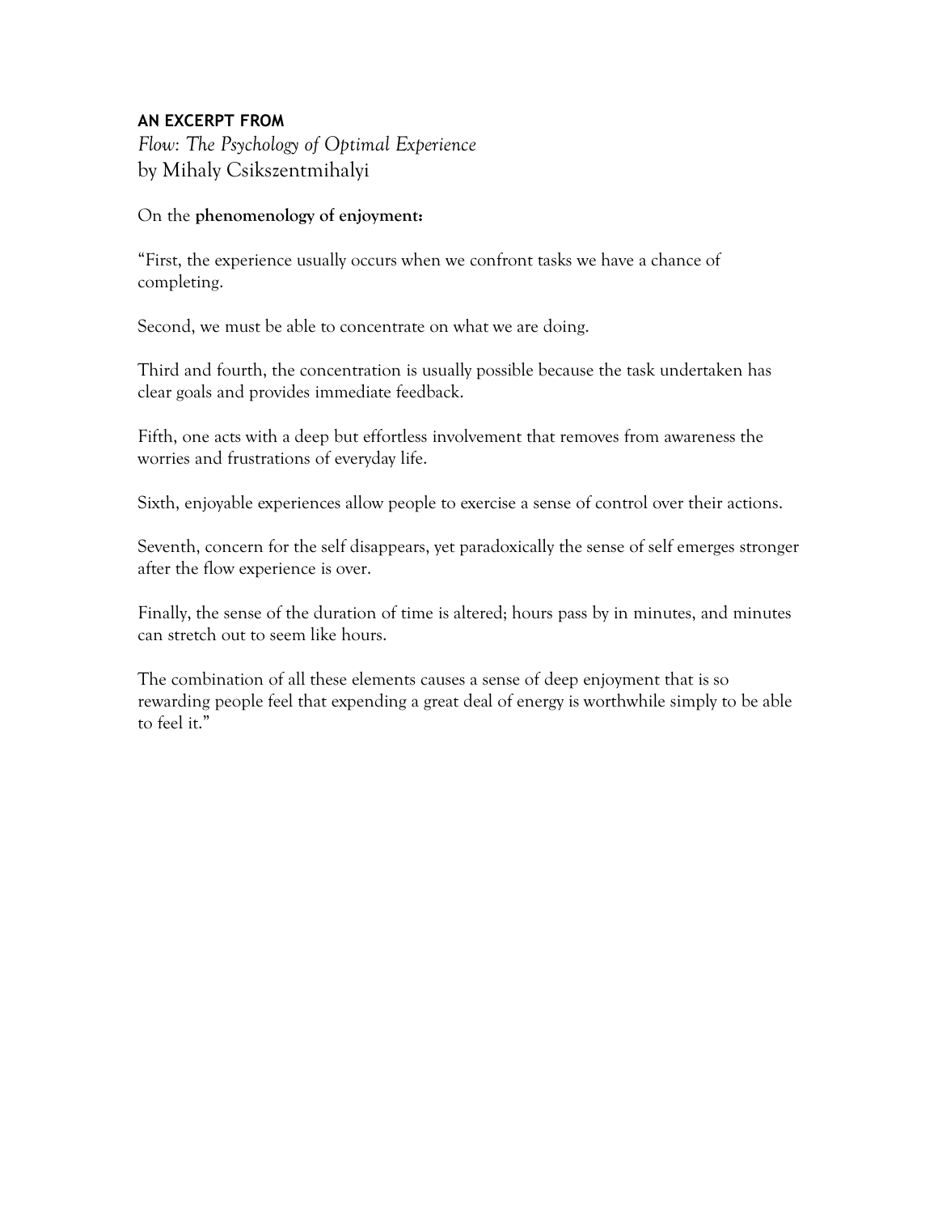**AN EXCERPT FROM**

*Flow: The Psychology of Optimal Experience*
by Mihaly Csikszentmihalyi

On the **phenomenology of enjoyment:**

"First, the experience usually occurs when we confront tasks we have a chance of completing.

Second, we must be able to concentrate on what we are doing.

Third and fourth, the concentration is usually possible because the task undertaken has clear goals and provides immediate feedback.

Fifth, one acts with a deep but effortless involvement that removes from awareness the worries and frustrations of everyday life.

Sixth, enjoyable experiences allow people to exercise a sense of control over their actions.

Seventh, concern for the self disappears, yet paradoxically the sense of self emerges stronger after the flow experience is over.

Finally, the sense of the duration of time is altered; hours pass by in minutes, and minutes can stretch out to seem like hours.

The combination of all these elements causes a sense of deep enjoyment that is so rewarding people feel that expending a great deal of energy is worthwhile simply to be able to feel it."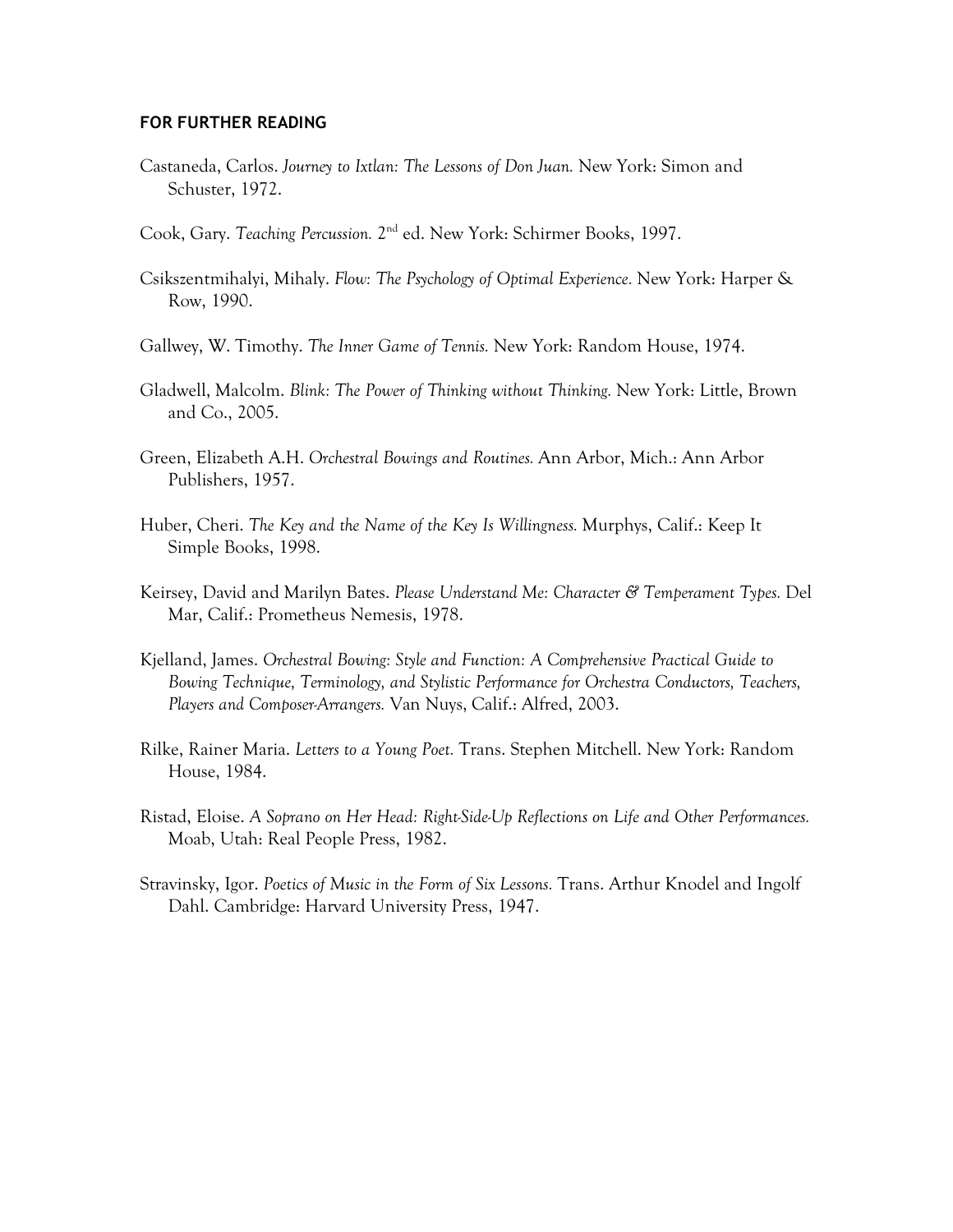### FOR FURTHER READING

Castaneda, Carlos. *Journey to Ixtlan: The Lessons of Don Juan.* New York: Simon and Schuster, 1972.

Cook, Gary. *Teaching Percussion.* 2nd ed. New York: Schirmer Books, 1997.

Csikszentmihalyi, Mihaly. *Flow: The Psychology of Optimal Experience.* New York: Harper & Row, 1990.

Gallwey, W. Timothy. *The Inner Game of Tennis.* New York: Random House, 1974.

Gladwell, Malcolm. *Blink: The Power of Thinking without Thinking.* New York: Little, Brown and Co., 2005.

Green, Elizabeth A.H. *Orchestral Bowings and Routines.* Ann Arbor, Mich.: Ann Arbor Publishers, 1957.

Huber, Cheri. *The Key and the Name of the Key Is Willingness.* Murphys, Calif.: Keep It Simple Books, 1998.

Keirsey, David and Marilyn Bates. *Please Understand Me: Character & Temperament Types.* Del Mar, Calif.: Prometheus Nemesis, 1978.

Kjelland, James. *Orchestral Bowing: Style and Function: A Comprehensive Practical Guide to Bowing Technique, Terminology, and Stylistic Performance for Orchestra Conductors, Teachers, Players and Composer-Arrangers.* Van Nuys, Calif.: Alfred, 2003.

Rilke, Rainer Maria. *Letters to a Young Poet.* Trans. Stephen Mitchell. New York: Random House, 1984.

Ristad, Eloise. *A Soprano on Her Head: Right-Side-Up Reflections on Life and Other Performances.* Moab, Utah: Real People Press, 1982.

Stravinsky, Igor. *Poetics of Music in the Form of Six Lessons.* Trans. Arthur Knodel and Ingolf Dahl. Cambridge: Harvard University Press, 1947.